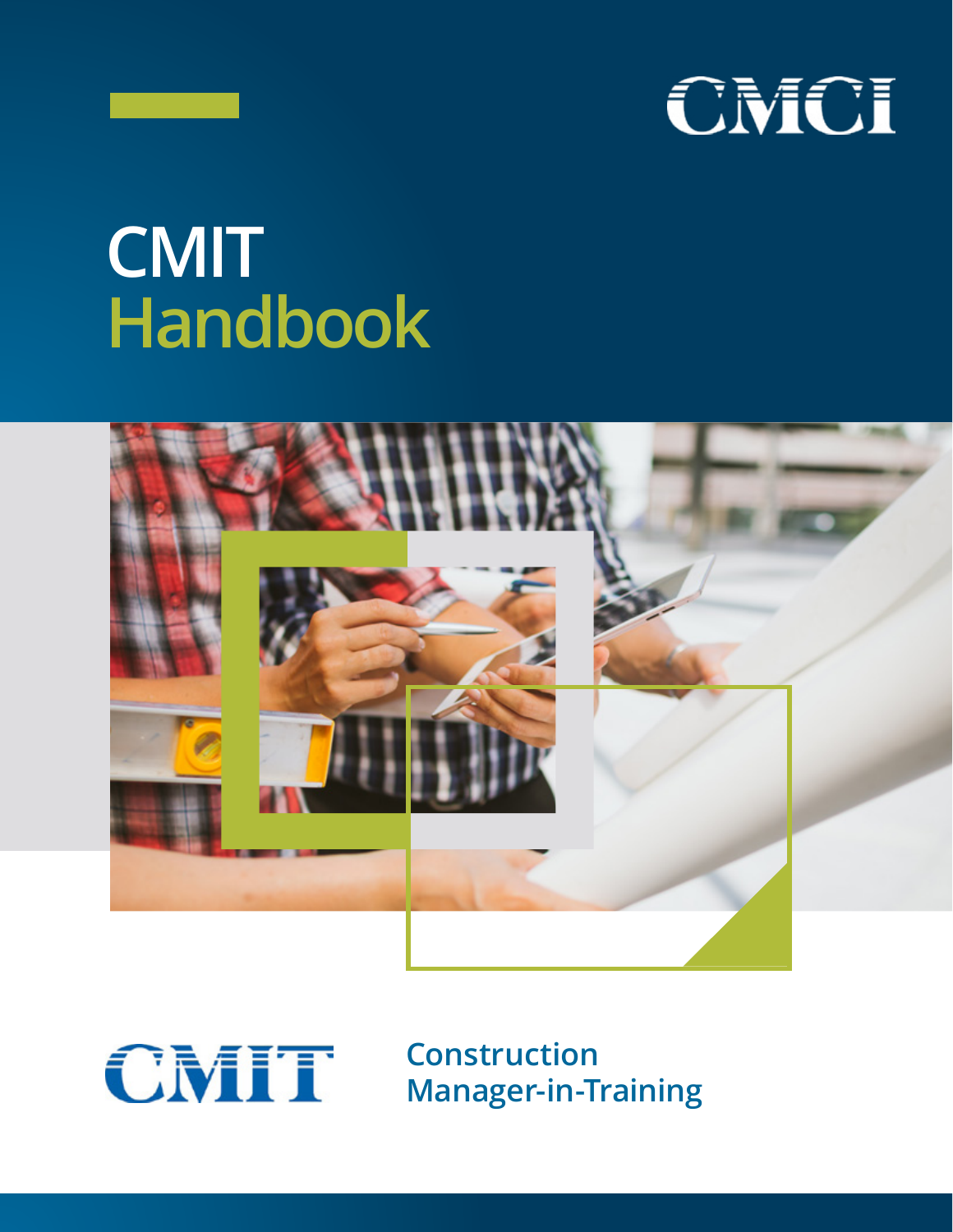CMCI

# CMIT Handbook

CMIT

Construction Manager-in-Training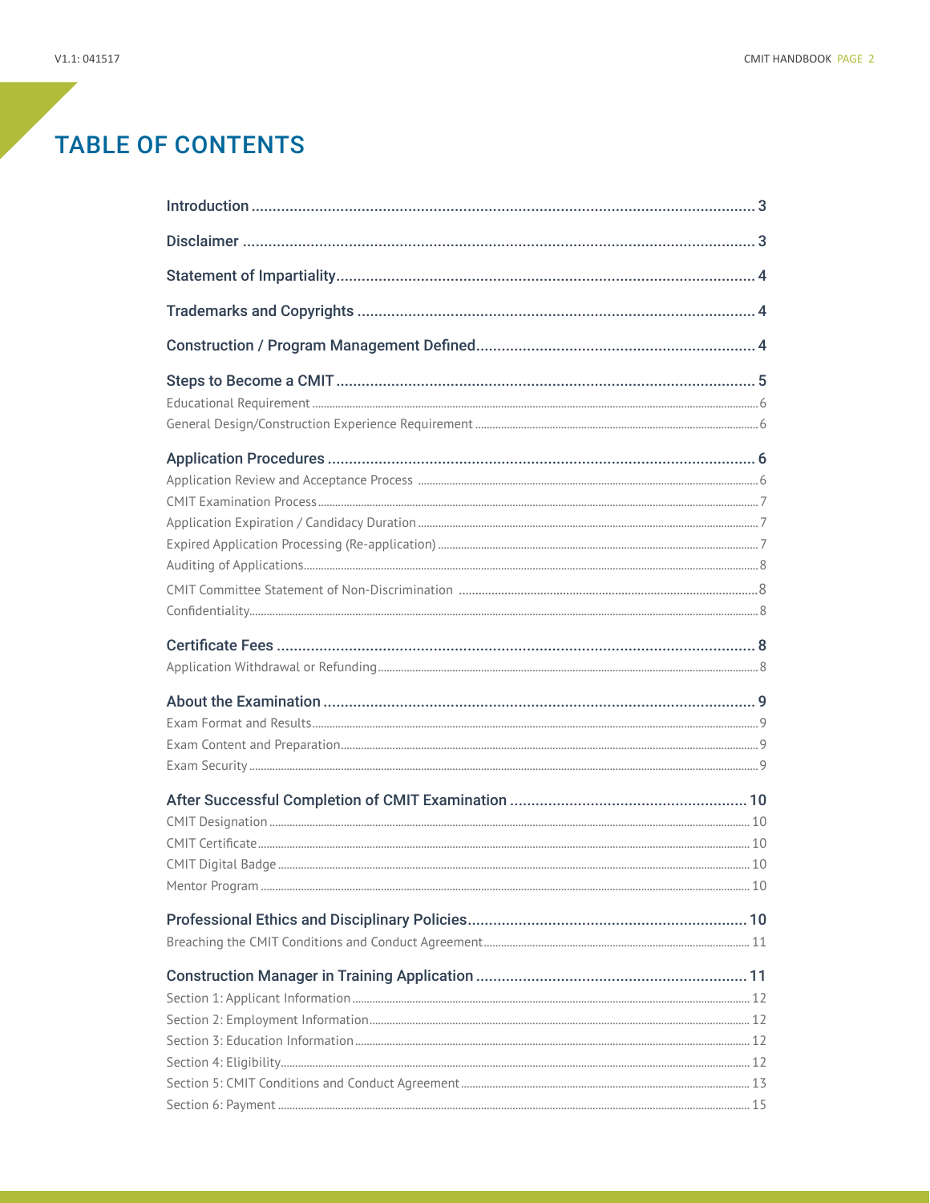# TABLE OF CONTENTS

**Introduction** ..................................................... 3

**Disclaimer** ..................................................... 3

**Statement of Impartiality** ..................................................... 4

**Trademarks and Copyrights** ..................................................... 4

**Construction / Program Management Defined** ..................................................... 4

**Steps to Become a CMIT** ..................................................... 5

- Educational Requirement ..................................................... 6
- General Design/Construction Experience Requirement ..................................................... 6

**Application Procedures** ..................................................... 6

- Application Review and Acceptance Process ..................................................... 6
- CMIT Examination Process ..................................................... 7
- Application Expiration / Candidacy Duration ..................................................... 7
- Expired Application Processing (Re-application) ..................................................... 7
- Auditing of Applications ..................................................... 8
- CMIT Committee Statement of Non-Discrimination ..................................................... 8
- Confidentiality ..................................................... 8

**Certificate Fees** ..................................................... 8

- Application Withdrawal or Refunding ..................................................... 8

**About the Examination** ..................................................... 9

- Exam Format and Results ..................................................... 9
- Exam Content and Preparation ..................................................... 9
- Exam Security ..................................................... 9

**After Successful Completion of CMIT Examination** ..................................................... 10

- CMIT Designation ..................................................... 10
- CMIT Certificate ..................................................... 10
- CMIT Digital Badge ..................................................... 10
- Mentor Program ..................................................... 10

**Professional Ethics and Disciplinary Policies** ..................................................... 10

- Breaching the CMIT Conditions and Conduct Agreement ..................................................... 11

**Construction Manager in Training Application** ..................................................... 11

- Section 1: Applicant Information ..................................................... 12
- Section 2: Employment Information ..................................................... 12
- Section 3: Education Information ..................................................... 12
- Section 4: Eligibility ..................................................... 12
- Section 5: CMIT Conditions and Conduct Agreement ..................................................... 13
- Section 6: Payment ..................................................... 15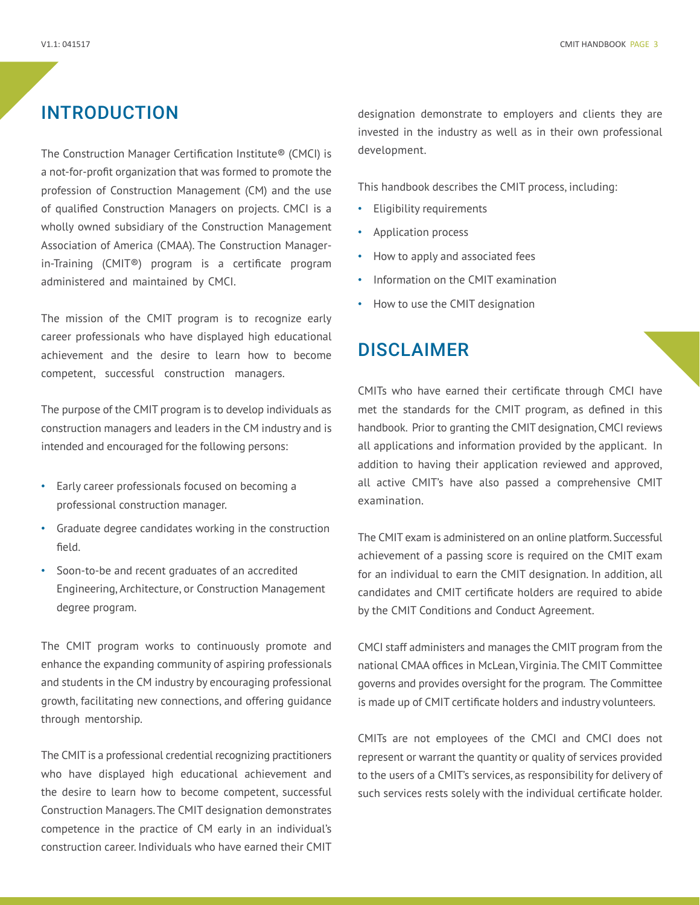# INTRODUCTION

The Construction Manager Certification Institute® (CMCI) is a not-for-profit organization that was formed to promote the profession of Construction Management (CM) and the use of qualified Construction Managers on projects. CMCI is a wholly owned subsidiary of the Construction Management Association of America (CMAA). The Construction Manager-in-Training (CMIT®) program is a certificate program administered and maintained by CMCI.

The mission of the CMIT program is to recognize early career professionals who have displayed high educational achievement and the desire to learn how to become competent, successful construction managers.

The purpose of the CMIT program is to develop individuals as construction managers and leaders in the CM industry and is intended and encouraged for the following persons:

- Early career professionals focused on becoming a professional construction manager.
- Graduate degree candidates working in the construction field.
- Soon-to-be and recent graduates of an accredited Engineering, Architecture, or Construction Management degree program.

The CMIT program works to continuously promote and enhance the expanding community of aspiring professionals and students in the CM industry by encouraging professional growth, facilitating new connections, and offering guidance through mentorship.

The CMIT is a professional credential recognizing practitioners who have displayed high educational achievement and the desire to learn how to become competent, successful Construction Managers. The CMIT designation demonstrates competence in the practice of CM early in an individual's construction career. Individuals who have earned their CMIT designation demonstrate to employers and clients they are invested in the industry as well as in their own professional development.

This handbook describes the CMIT process, including:

- Eligibility requirements
- Application process
- How to apply and associated fees
- Information on the CMIT examination
- How to use the CMIT designation

# DISCLAIMER

CMITs who have earned their certificate through CMCI have met the standards for the CMIT program, as defined in this handbook. Prior to granting the CMIT designation, CMCI reviews all applications and information provided by the applicant. In addition to having their application reviewed and approved, all active CMIT's have also passed a comprehensive CMIT examination.

The CMIT exam is administered on an online platform. Successful achievement of a passing score is required on the CMIT exam for an individual to earn the CMIT designation. In addition, all candidates and CMIT certificate holders are required to abide by the CMIT Conditions and Conduct Agreement.

CMCI staff administers and manages the CMIT program from the national CMAA offices in McLean, Virginia. The CMIT Committee governs and provides oversight for the program. The Committee is made up of CMIT certificate holders and industry volunteers.

CMITs are not employees of the CMCI and CMCI does not represent or warrant the quantity or quality of services provided to the users of a CMIT's services, as responsibility for delivery of such services rests solely with the individual certificate holder.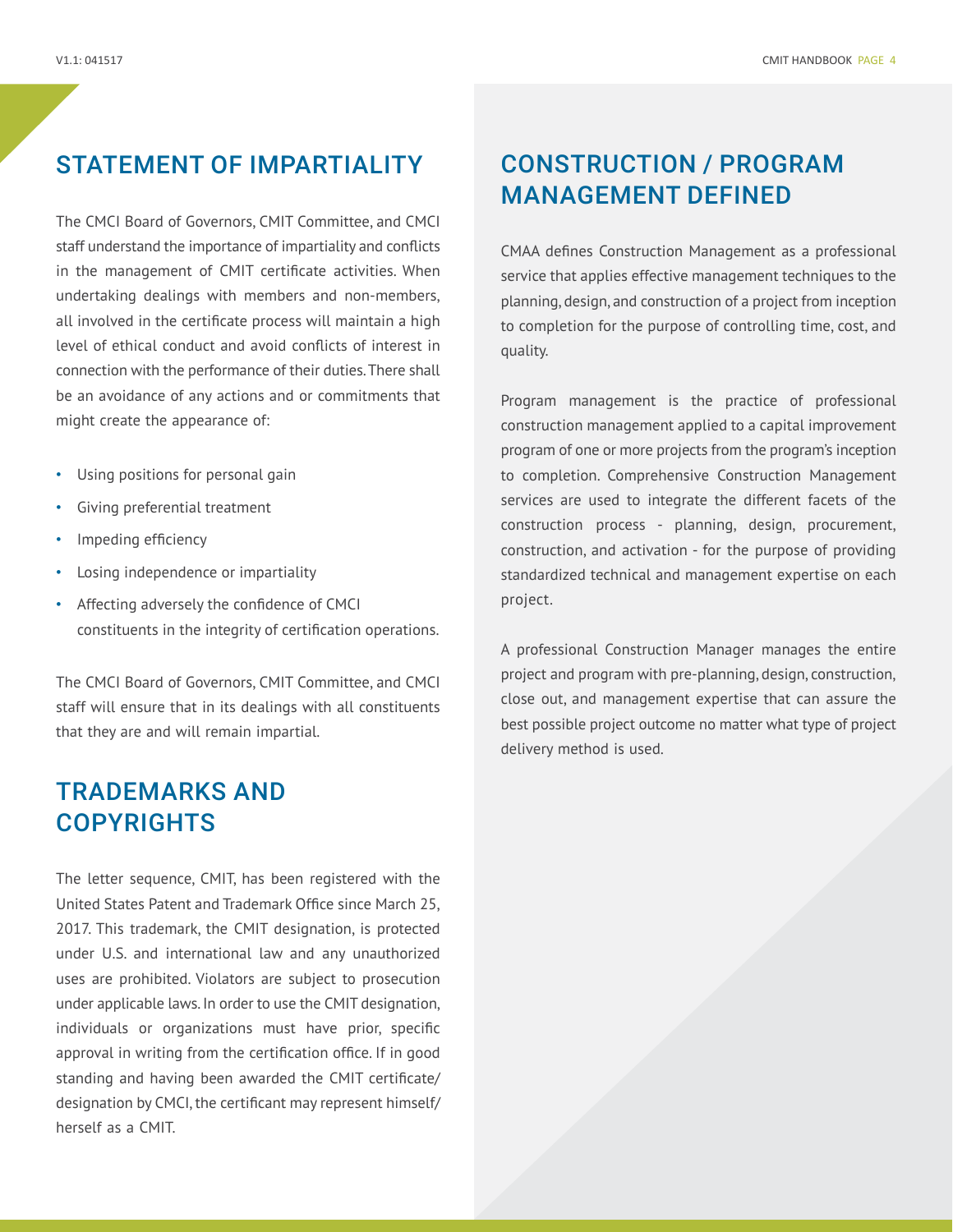## STATEMENT OF IMPARTIALITY

The CMCI Board of Governors, CMIT Committee, and CMCI staff understand the importance of impartiality and conflicts in the management of CMIT certificate activities. When undertaking dealings with members and non-members, all involved in the certificate process will maintain a high level of ethical conduct and avoid conflicts of interest in connection with the performance of their duties. There shall be an avoidance of any actions and or commitments that might create the appearance of:

- Using positions for personal gain
- Giving preferential treatment
- Impeding efficiency
- Losing independence or impartiality
- Affecting adversely the confidence of CMCI constituents in the integrity of certification operations.

The CMCI Board of Governors, CMIT Committee, and CMCI staff will ensure that in its dealings with all constituents that they are and will remain impartial.

## TRADEMARKS AND COPYRIGHTS

The letter sequence, CMIT, has been registered with the United States Patent and Trademark Office since March 25, 2017. This trademark, the CMIT designation, is protected under U.S. and international law and any unauthorized uses are prohibited. Violators are subject to prosecution under applicable laws. In order to use the CMIT designation, individuals or organizations must have prior, specific approval in writing from the certification office. If in good standing and having been awarded the CMIT certificate/designation by CMCI, the certificant may represent himself/herself as a CMIT.

## CONSTRUCTION / PROGRAM MANAGEMENT DEFINED

CMAA defines Construction Management as a professional service that applies effective management techniques to the planning, design, and construction of a project from inception to completion for the purpose of controlling time, cost, and quality.

Program management is the practice of professional construction management applied to a capital improvement program of one or more projects from the program's inception to completion. Comprehensive Construction Management services are used to integrate the different facets of the construction process - planning, design, procurement, construction, and activation - for the purpose of providing standardized technical and management expertise on each project.

A professional Construction Manager manages the entire project and program with pre-planning, design, construction, close out, and management expertise that can assure the best possible project outcome no matter what type of project delivery method is used.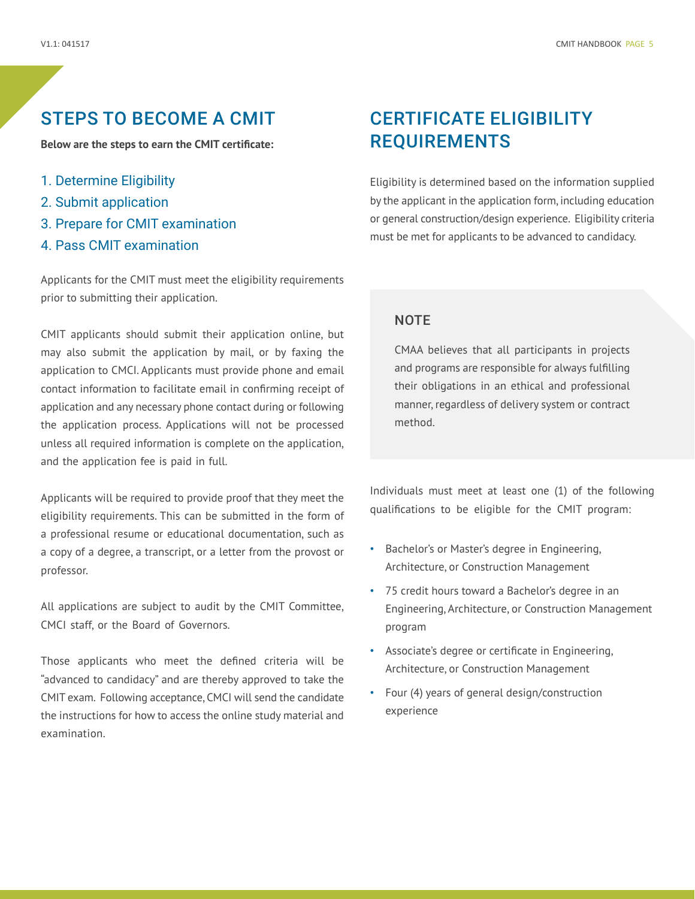## STEPS TO BECOME A CMIT

**Below are the steps to earn the CMIT certificate:**

1. Determine Eligibility
2. Submit application
3. Prepare for CMIT examination
4. Pass CMIT examination

Applicants for the CMIT must meet the eligibility requirements prior to submitting their application.

CMIT applicants should submit their application online, but may also submit the application by mail, or by faxing the application to CMCI. Applicants must provide phone and email contact information to facilitate email in confirming receipt of application and any necessary phone contact during or following the application process. Applications will not be processed unless all required information is complete on the application, and the application fee is paid in full.

Applicants will be required to provide proof that they meet the eligibility requirements. This can be submitted in the form of a professional resume or educational documentation, such as a copy of a degree, a transcript, or a letter from the provost or professor.

All applications are subject to audit by the CMIT Committee, CMCI staff, or the Board of Governors.

Those applicants who meet the defined criteria will be "advanced to candidacy" and are thereby approved to take the CMIT exam. Following acceptance, CMCI will send the candidate the instructions for how to access the online study material and examination.

## CERTIFICATE ELIGIBILITY REQUIREMENTS

Eligibility is determined based on the information supplied by the applicant in the application form, including education or general construction/design experience. Eligibility criteria must be met for applicants to be advanced to candidacy.

> **NOTE**
>
> CMAA believes that all participants in projects and programs are responsible for always fulfilling their obligations in an ethical and professional manner, regardless of delivery system or contract method.

Individuals must meet at least one (1) of the following qualifications to be eligible for the CMIT program:

- Bachelor's or Master's degree in Engineering, Architecture, or Construction Management
- 75 credit hours toward a Bachelor's degree in an Engineering, Architecture, or Construction Management program
- Associate's degree or certificate in Engineering, Architecture, or Construction Management
- Four (4) years of general design/construction experience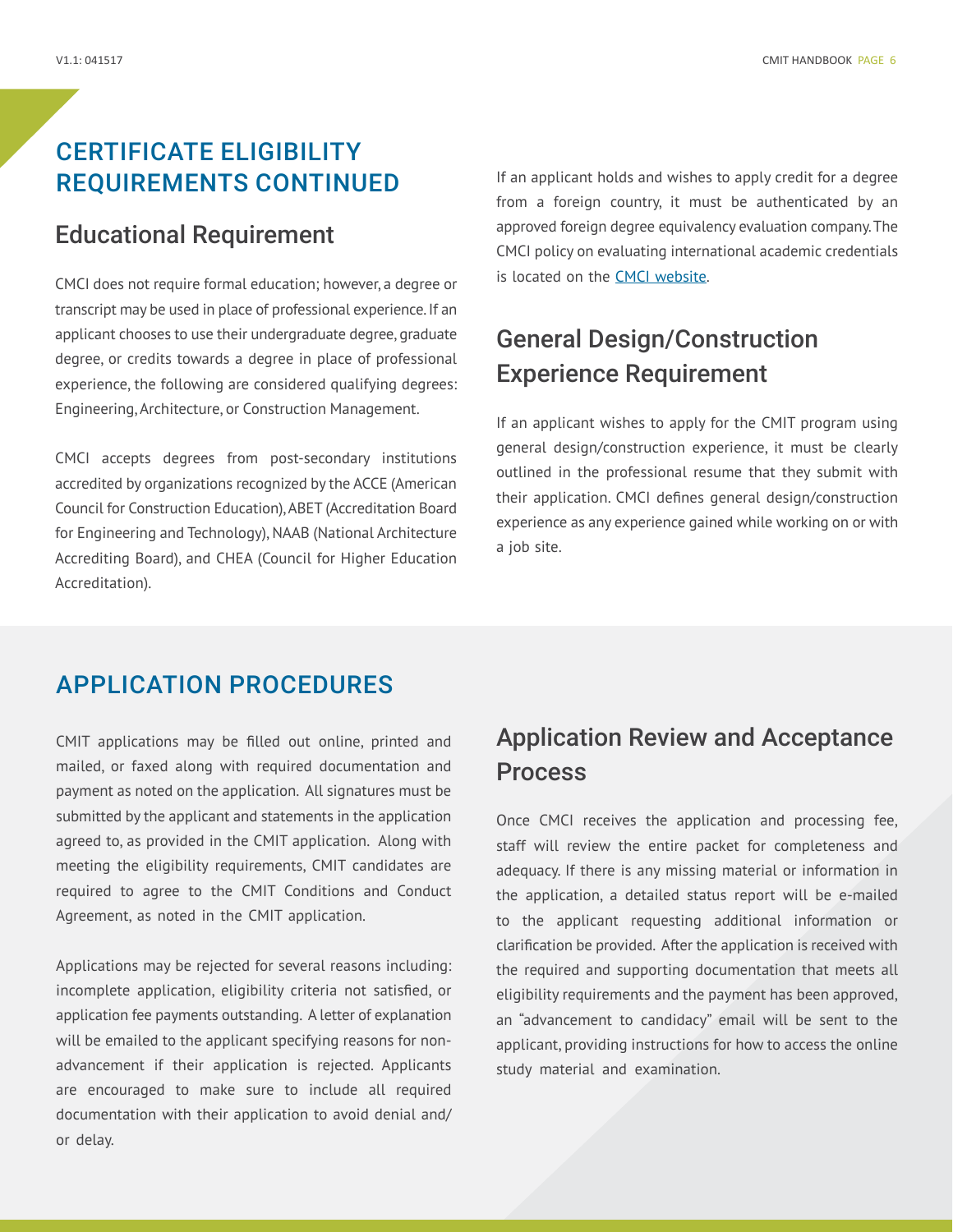## CERTIFICATE ELIGIBILITY REQUIREMENTS CONTINUED

### Educational Requirement

CMCI does not require formal education; however, a degree or transcript may be used in place of professional experience. If an applicant chooses to use their undergraduate degree, graduate degree, or credits towards a degree in place of professional experience, the following are considered qualifying degrees: Engineering, Architecture, or Construction Management.

CMCI accepts degrees from post-secondary institutions accredited by organizations recognized by the ACCE (American Council for Construction Education), ABET (Accreditation Board for Engineering and Technology), NAAB (National Architecture Accrediting Board), and CHEA (Council for Higher Education Accreditation).

If an applicant holds and wishes to apply credit for a degree from a foreign country, it must be authenticated by an approved foreign degree equivalency evaluation company. The CMCI policy on evaluating international academic credentials is located on the CMCI website.

### General Design/Construction Experience Requirement

If an applicant wishes to apply for the CMIT program using general design/construction experience, it must be clearly outlined in the professional resume that they submit with their application. CMCI defines general design/construction experience as any experience gained while working on or with a job site.

## APPLICATION PROCEDURES

CMIT applications may be filled out online, printed and mailed, or faxed along with required documentation and payment as noted on the application. All signatures must be submitted by the applicant and statements in the application agreed to, as provided in the CMIT application. Along with meeting the eligibility requirements, CMIT candidates are required to agree to the CMIT Conditions and Conduct Agreement, as noted in the CMIT application.

Applications may be rejected for several reasons including: incomplete application, eligibility criteria not satisfied, or application fee payments outstanding. A letter of explanation will be emailed to the applicant specifying reasons for non-advancement if their application is rejected. Applicants are encouraged to make sure to include all required documentation with their application to avoid denial and/or delay.

### Application Review and Acceptance Process

Once CMCI receives the application and processing fee, staff will review the entire packet for completeness and adequacy. If there is any missing material or information in the application, a detailed status report will be e-mailed to the applicant requesting additional information or clarification be provided. After the application is received with the required and supporting documentation that meets all eligibility requirements and the payment has been approved, an "advancement to candidacy" email will be sent to the applicant, providing instructions for how to access the online study material and examination.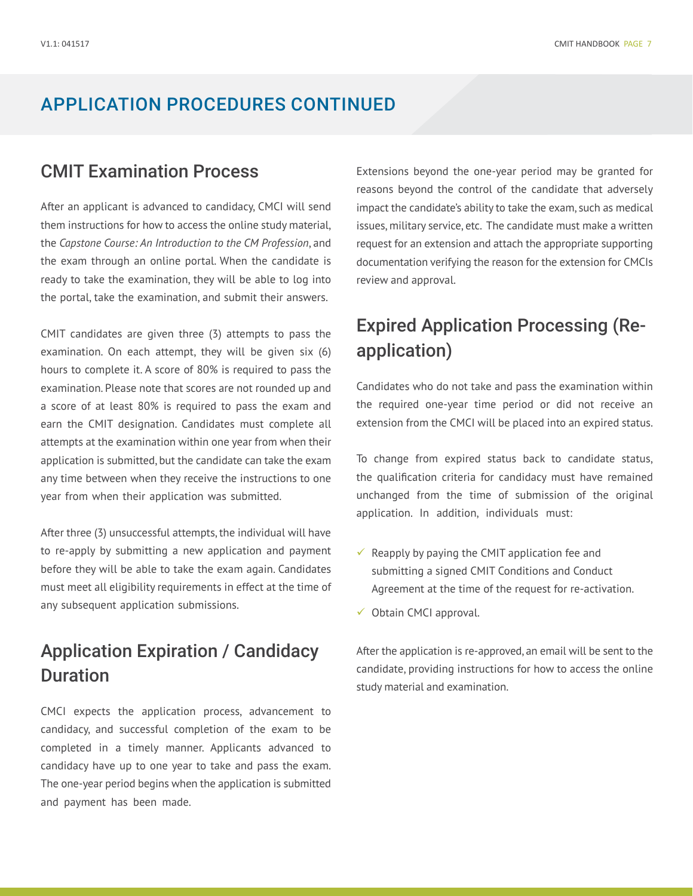# APPLICATION PROCEDURES CONTINUED

## CMIT Examination Process

After an applicant is advanced to candidacy, CMCI will send them instructions for how to access the online study material, the *Capstone Course: An Introduction to the CM Profession*, and the exam through an online portal. When the candidate is ready to take the examination, they will be able to log into the portal, take the examination, and submit their answers.

CMIT candidates are given three (3) attempts to pass the examination. On each attempt, they will be given six (6) hours to complete it. A score of 80% is required to pass the examination. Please note that scores are not rounded up and a score of at least 80% is required to pass the exam and earn the CMIT designation. Candidates must complete all attempts at the examination within one year from when their application is submitted, but the candidate can take the exam any time between when they receive the instructions to one year from when their application was submitted.

After three (3) unsuccessful attempts, the individual will have to re-apply by submitting a new application and payment before they will be able to take the exam again. Candidates must meet all eligibility requirements in effect at the time of any subsequent application submissions.

## Application Expiration / Candidacy Duration

CMCI expects the application process, advancement to candidacy, and successful completion of the exam to be completed in a timely manner. Applicants advanced to candidacy have up to one year to take and pass the exam. The one-year period begins when the application is submitted and payment has been made.

Extensions beyond the one-year period may be granted for reasons beyond the control of the candidate that adversely impact the candidate's ability to take the exam, such as medical issues, military service, etc. The candidate must make a written request for an extension and attach the appropriate supporting documentation verifying the reason for the extension for CMCIs review and approval.

## Expired Application Processing (Re-application)

Candidates who do not take and pass the examination within the required one-year time period or did not receive an extension from the CMCI will be placed into an expired status.

To change from expired status back to candidate status, the qualification criteria for candidacy must have remained unchanged from the time of submission of the original application. In addition, individuals must:

- ✓ Reapply by paying the CMIT application fee and submitting a signed CMIT Conditions and Conduct Agreement at the time of the request for re-activation.
- ✓ Obtain CMCI approval.

After the application is re-approved, an email will be sent to the candidate, providing instructions for how to access the online study material and examination.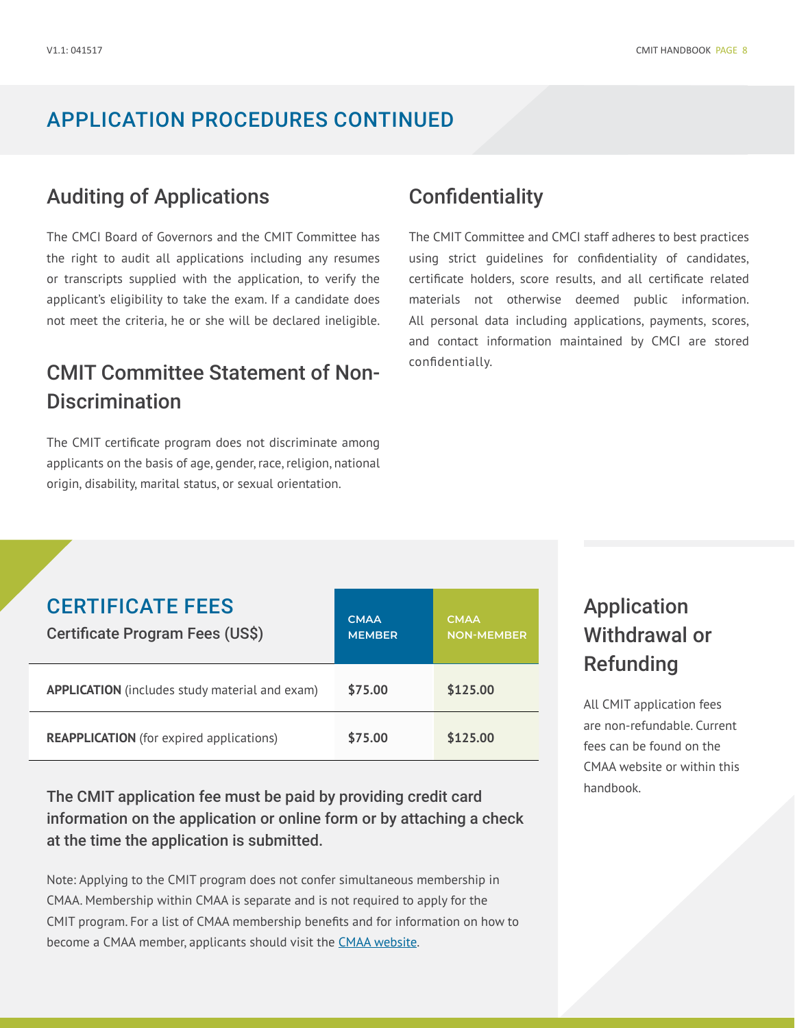## APPLICATION PROCEDURES CONTINUED

### Auditing of Applications

The CMCI Board of Governors and the CMIT Committee has the right to audit all applications including any resumes or transcripts supplied with the application, to verify the applicant's eligibility to take the exam. If a candidate does not meet the criteria, he or she will be declared ineligible.

### CMIT Committee Statement of Non-Discrimination

The CMIT certificate program does not discriminate among applicants on the basis of age, gender, race, religion, national origin, disability, marital status, or sexual orientation.

### Confidentiality

The CMIT Committee and CMCI staff adheres to best practices using strict guidelines for confidentiality of candidates, certificate holders, score results, and all certificate related materials not otherwise deemed public information. All personal data including applications, payments, scores, and contact information maintained by CMCI are stored confidentially.

## CERTIFICATE FEES

| Certificate Program Fees (US$) | CMAA MEMBER | CMAA NON-MEMBER |
|---|---|---|
| **APPLICATION** (includes study material and exam) | $75.00 | $125.00 |
| **REAPPLICATION** (for expired applications) | $75.00 | $125.00 |

**The CMIT application fee must be paid by providing credit card information on the application or online form or by attaching a check at the time the application is submitted.**

Note: Applying to the CMIT program does not confer simultaneous membership in CMAA. Membership within CMAA is separate and is not required to apply for the CMIT program. For a list of CMAA membership benefits and for information on how to become a CMAA member, applicants should visit the CMAA website.

### Application Withdrawal or Refunding

All CMIT application fees are non-refundable. Current fees can be found on the CMAA website or within this handbook.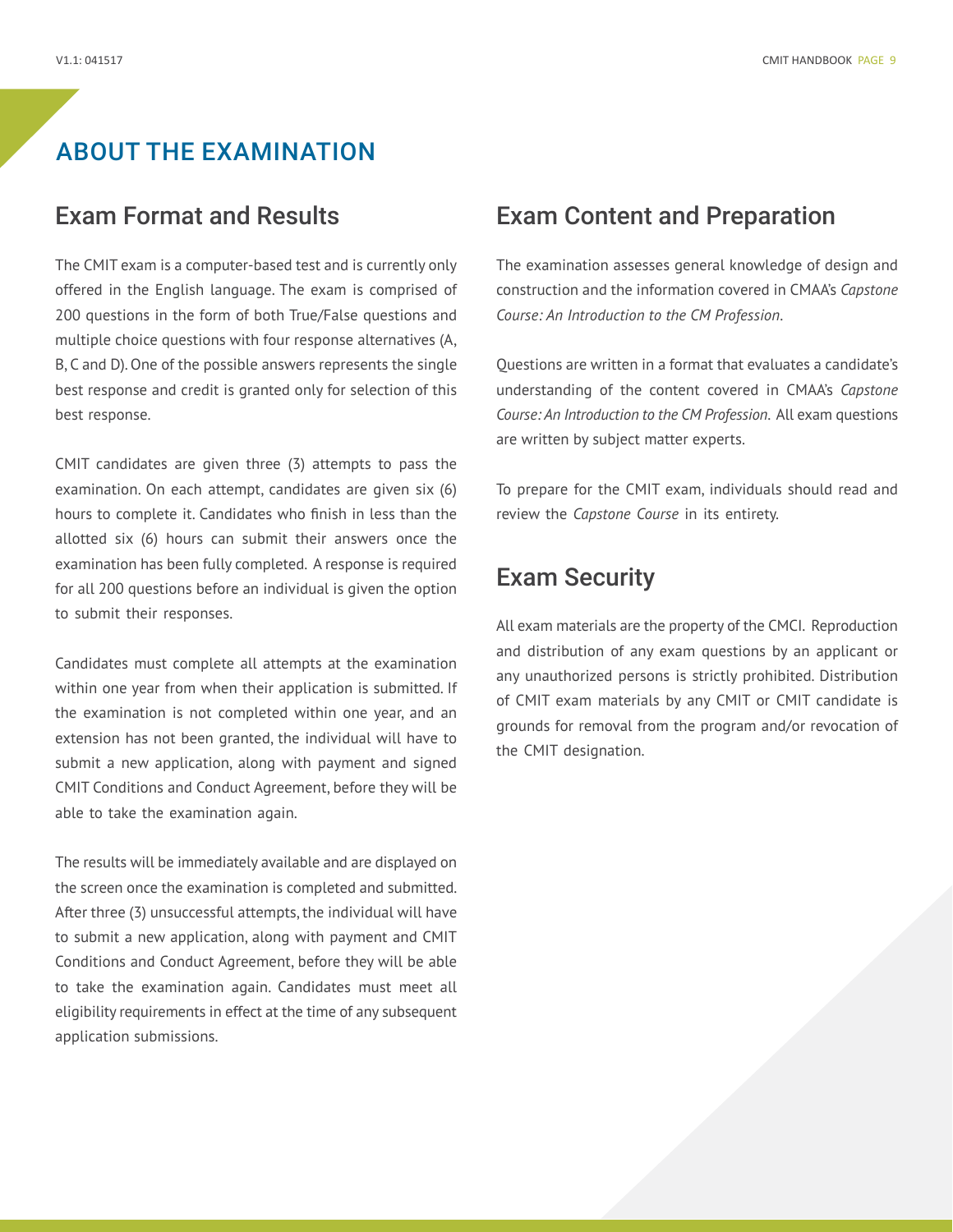# ABOUT THE EXAMINATION

## Exam Format and Results

The CMIT exam is a computer-based test and is currently only offered in the English language. The exam is comprised of 200 questions in the form of both True/False questions and multiple choice questions with four response alternatives (A, B, C and D). One of the possible answers represents the single best response and credit is granted only for selection of this best response.

CMIT candidates are given three (3) attempts to pass the examination. On each attempt, candidates are given six (6) hours to complete it. Candidates who finish in less than the allotted six (6) hours can submit their answers once the examination has been fully completed. A response is required for all 200 questions before an individual is given the option to submit their responses.

Candidates must complete all attempts at the examination within one year from when their application is submitted. If the examination is not completed within one year, and an extension has not been granted, the individual will have to submit a new application, along with payment and signed CMIT Conditions and Conduct Agreement, before they will be able to take the examination again.

The results will be immediately available and are displayed on the screen once the examination is completed and submitted. After three (3) unsuccessful attempts, the individual will have to submit a new application, along with payment and CMIT Conditions and Conduct Agreement, before they will be able to take the examination again. Candidates must meet all eligibility requirements in effect at the time of any subsequent application submissions.

## Exam Content and Preparation

The examination assesses general knowledge of design and construction and the information covered in CMAA's *Capstone Course: An Introduction to the CM Profession*.

Questions are written in a format that evaluates a candidate's understanding of the content covered in CMAA's *Capstone Course: An Introduction to the CM Profession*. All exam questions are written by subject matter experts.

To prepare for the CMIT exam, individuals should read and review the *Capstone Course* in its entirety.

## Exam Security

All exam materials are the property of the CMCI. Reproduction and distribution of any exam questions by an applicant or any unauthorized persons is strictly prohibited. Distribution of CMIT exam materials by any CMIT or CMIT candidate is grounds for removal from the program and/or revocation of the CMIT designation.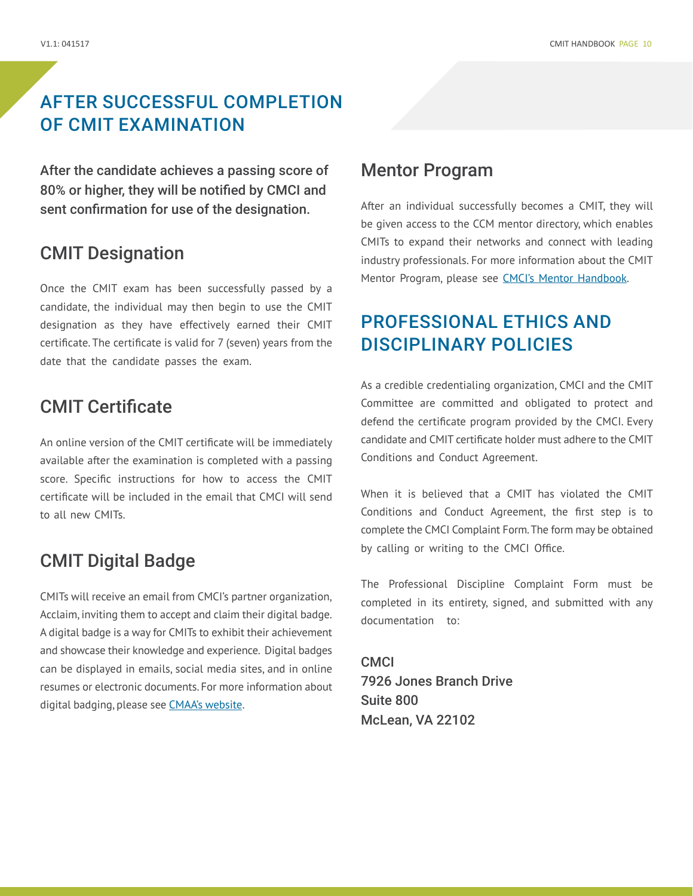# AFTER SUCCESSFUL COMPLETION OF CMIT EXAMINATION

**After the candidate achieves a passing score of 80% or higher, they will be notified by CMCI and sent confirmation for use of the designation.**

## CMIT Designation

Once the CMIT exam has been successfully passed by a candidate, the individual may then begin to use the CMIT designation as they have effectively earned their CMIT certificate. The certificate is valid for 7 (seven) years from the date that the candidate passes the exam.

## CMIT Certificate

An online version of the CMIT certificate will be immediately available after the examination is completed with a passing score. Specific instructions for how to access the CMIT certificate will be included in the email that CMCI will send to all new CMITs.

## CMIT Digital Badge

CMITs will receive an email from CMCI's partner organization, Acclaim, inviting them to accept and claim their digital badge. A digital badge is a way for CMITs to exhibit their achievement and showcase their knowledge and experience. Digital badges can be displayed in emails, social media sites, and in online resumes or electronic documents. For more information about digital badging, please see CMAA's website.

## Mentor Program

After an individual successfully becomes a CMIT, they will be given access to the CCM mentor directory, which enables CMITs to expand their networks and connect with leading industry professionals. For more information about the CMIT Mentor Program, please see CMCI's Mentor Handbook.

# PROFESSIONAL ETHICS AND DISCIPLINARY POLICIES

As a credible credentialing organization, CMCI and the CMIT Committee are committed and obligated to protect and defend the certificate program provided by the CMCI. Every candidate and CMIT certificate holder must adhere to the CMIT Conditions and Conduct Agreement.

When it is believed that a CMIT has violated the CMIT Conditions and Conduct Agreement, the first step is to complete the CMCI Complaint Form. The form may be obtained by calling or writing to the CMCI Office.

The Professional Discipline Complaint Form must be completed in its entirety, signed, and submitted with any documentation to:

**CMCI**
**7926 Jones Branch Drive**
**Suite 800**
**McLean, VA 22102**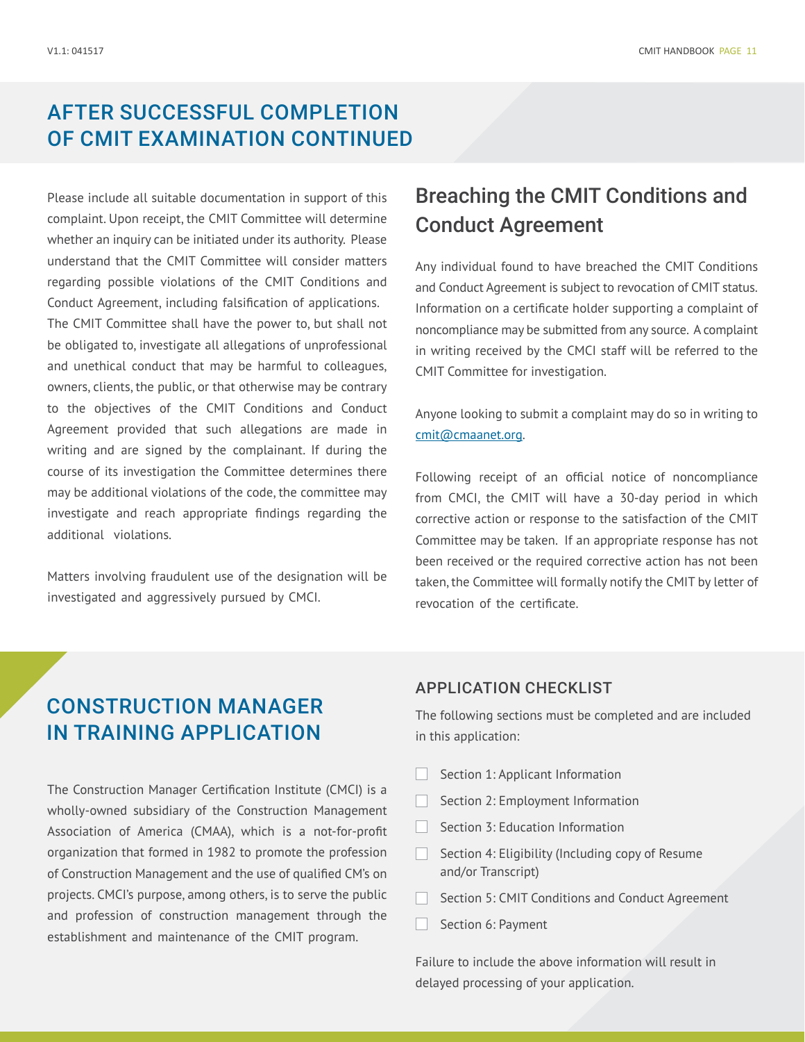# AFTER SUCCESSFUL COMPLETION OF CMIT EXAMINATION CONTINUED

Please include all suitable documentation in support of this complaint. Upon receipt, the CMIT Committee will determine whether an inquiry can be initiated under its authority. Please understand that the CMIT Committee will consider matters regarding possible violations of the CMIT Conditions and Conduct Agreement, including falsification of applications. The CMIT Committee shall have the power to, but shall not be obligated to, investigate all allegations of unprofessional and unethical conduct that may be harmful to colleagues, owners, clients, the public, or that otherwise may be contrary to the objectives of the CMIT Conditions and Conduct Agreement provided that such allegations are made in writing and are signed by the complainant. If during the course of its investigation the Committee determines there may be additional violations of the code, the committee may investigate and reach appropriate findings regarding the additional violations.

Matters involving fraudulent use of the designation will be investigated and aggressively pursued by CMCI.

## Breaching the CMIT Conditions and Conduct Agreement

Any individual found to have breached the CMIT Conditions and Conduct Agreement is subject to revocation of CMIT status. Information on a certificate holder supporting a complaint of noncompliance may be submitted from any source. A complaint in writing received by the CMCI staff will be referred to the CMIT Committee for investigation.

Anyone looking to submit a complaint may do so in writing to cmit@cmaanet.org.

Following receipt of an official notice of noncompliance from CMCI, the CMIT will have a 30-day period in which corrective action or response to the satisfaction of the CMIT Committee may be taken. If an appropriate response has not been received or the required corrective action has not been taken, the Committee will formally notify the CMIT by letter of revocation of the certificate.

# CONSTRUCTION MANAGER IN TRAINING APPLICATION

The Construction Manager Certification Institute (CMCI) is a wholly-owned subsidiary of the Construction Management Association of America (CMAA), which is a not-for-profit organization that formed in 1982 to promote the profession of Construction Management and the use of qualified CM's on projects. CMCI's purpose, among others, is to serve the public and profession of construction management through the establishment and maintenance of the CMIT program.

### APPLICATION CHECKLIST

The following sections must be completed and are included in this application:

- [ ] Section 1: Applicant Information
- [ ] Section 2: Employment Information
- [ ] Section 3: Education Information
- [ ] Section 4: Eligibility (Including copy of Resume and/or Transcript)
- [ ] Section 5: CMIT Conditions and Conduct Agreement
- [ ] Section 6: Payment

Failure to include the above information will result in delayed processing of your application.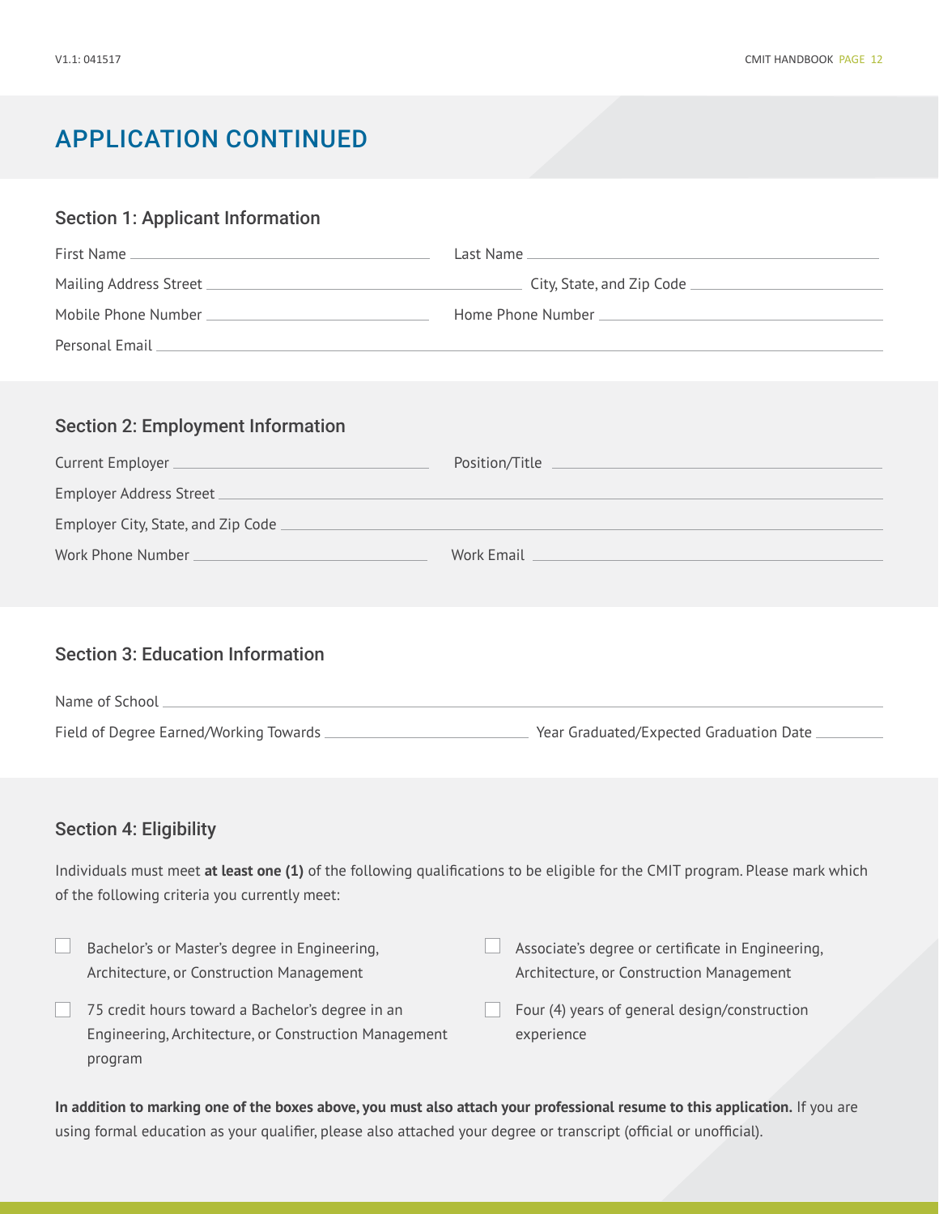# APPLICATION CONTINUED

## Section 1: Applicant Information

First Name ______________________ Last Name ______________________

Mailing Address Street ______________________ City, State, and Zip Code ______________________

Mobile Phone Number ______________________ Home Phone Number ______________________

Personal Email ______________________

## Section 2: Employment Information

Current Employer ______________________ Position/Title ______________________

Employer Address Street ______________________

Employer City, State, and Zip Code ______________________

Work Phone Number ______________________ Work Email ______________________

## Section 3: Education Information

Name of School ______________________

Field of Degree Earned/Working Towards ______________________ Year Graduated/Expected Graduation Date __________

## Section 4: Eligibility

Individuals must meet **at least one (1)** of the following qualifications to be eligible for the CMIT program. Please mark which of the following criteria you currently meet:

- ☐ Bachelor's or Master's degree in Engineering, Architecture, or Construction Management
- ☐ 75 credit hours toward a Bachelor's degree in an Engineering, Architecture, or Construction Management program
- ☐ Associate's degree or certificate in Engineering, Architecture, or Construction Management
- ☐ Four (4) years of general design/construction experience

**In addition to marking one of the boxes above, you must also attach your professional resume to this application.** If you are using formal education as your qualifier, please also attached your degree or transcript (official or unofficial).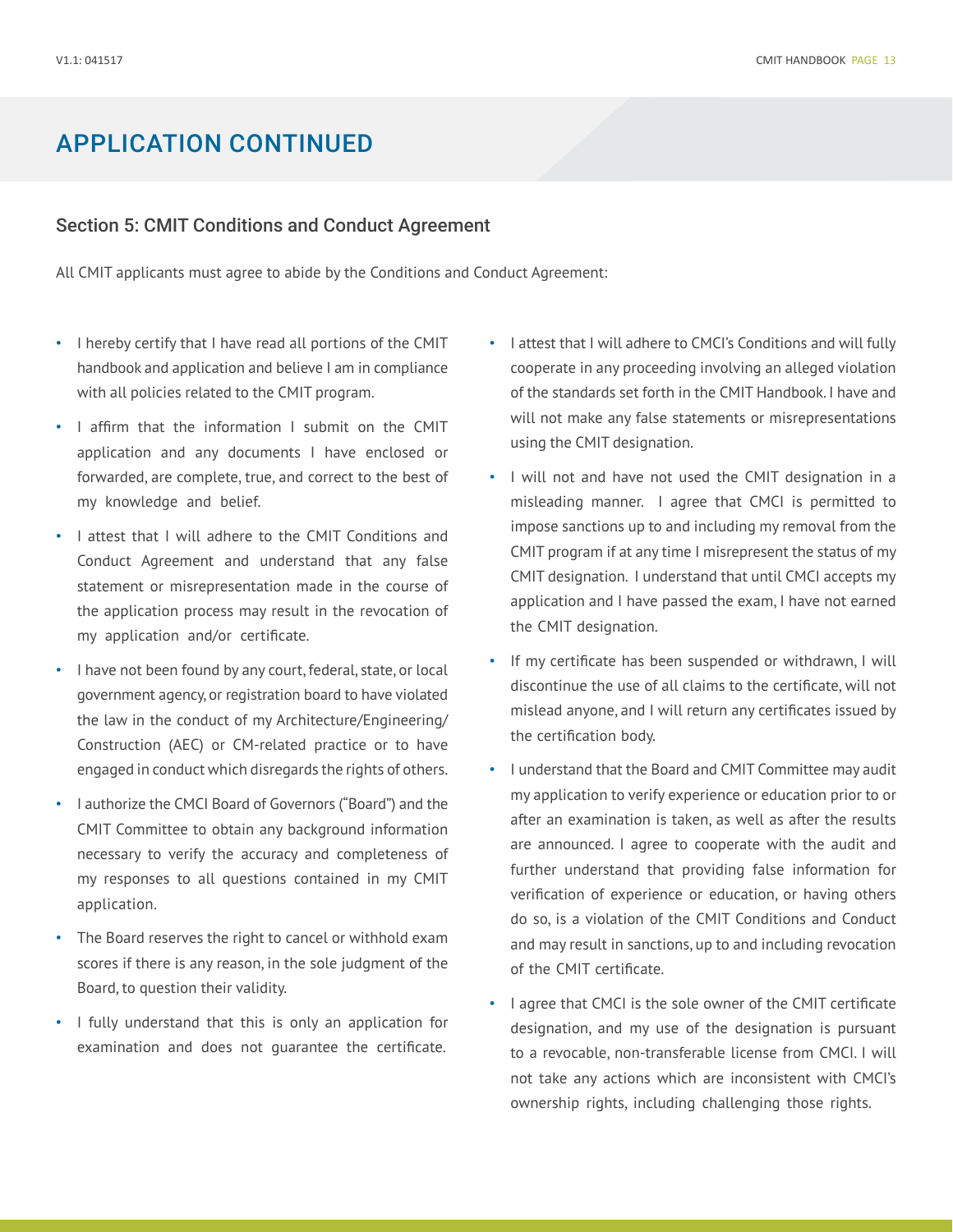# APPLICATION CONTINUED

## Section 5: CMIT Conditions and Conduct Agreement

All CMIT applicants must agree to abide by the Conditions and Conduct Agreement:

- I hereby certify that I have read all portions of the CMIT handbook and application and believe I am in compliance with all policies related to the CMIT program.
- I affirm that the information I submit on the CMIT application and any documents I have enclosed or forwarded, are complete, true, and correct to the best of my knowledge and belief.
- I attest that I will adhere to the CMIT Conditions and Conduct Agreement and understand that any false statement or misrepresentation made in the course of the application process may result in the revocation of my application and/or certificate.
- I have not been found by any court, federal, state, or local government agency, or registration board to have violated the law in the conduct of my Architecture/Engineering/Construction (AEC) or CM-related practice or to have engaged in conduct which disregards the rights of others.
- I authorize the CMCI Board of Governors ("Board") and the CMIT Committee to obtain any background information necessary to verify the accuracy and completeness of my responses to all questions contained in my CMIT application.
- The Board reserves the right to cancel or withhold exam scores if there is any reason, in the sole judgment of the Board, to question their validity.
- I fully understand that this is only an application for examination and does not guarantee the certificate.
- I attest that I will adhere to CMCI's Conditions and will fully cooperate in any proceeding involving an alleged violation of the standards set forth in the CMIT Handbook. I have and will not make any false statements or misrepresentations using the CMIT designation.
- I will not and have not used the CMIT designation in a misleading manner. I agree that CMCI is permitted to impose sanctions up to and including my removal from the CMIT program if at any time I misrepresent the status of my CMIT designation. I understand that until CMCI accepts my application and I have passed the exam, I have not earned the CMIT designation.
- If my certificate has been suspended or withdrawn, I will discontinue the use of all claims to the certificate, will not mislead anyone, and I will return any certificates issued by the certification body.
- I understand that the Board and CMIT Committee may audit my application to verify experience or education prior to or after an examination is taken, as well as after the results are announced. I agree to cooperate with the audit and further understand that providing false information for verification of experience or education, or having others do so, is a violation of the CMIT Conditions and Conduct and may result in sanctions, up to and including revocation of the CMIT certificate.
- I agree that CMCI is the sole owner of the CMIT certificate designation, and my use of the designation is pursuant to a revocable, non-transferable license from CMCI. I will not take any actions which are inconsistent with CMCI's ownership rights, including challenging those rights.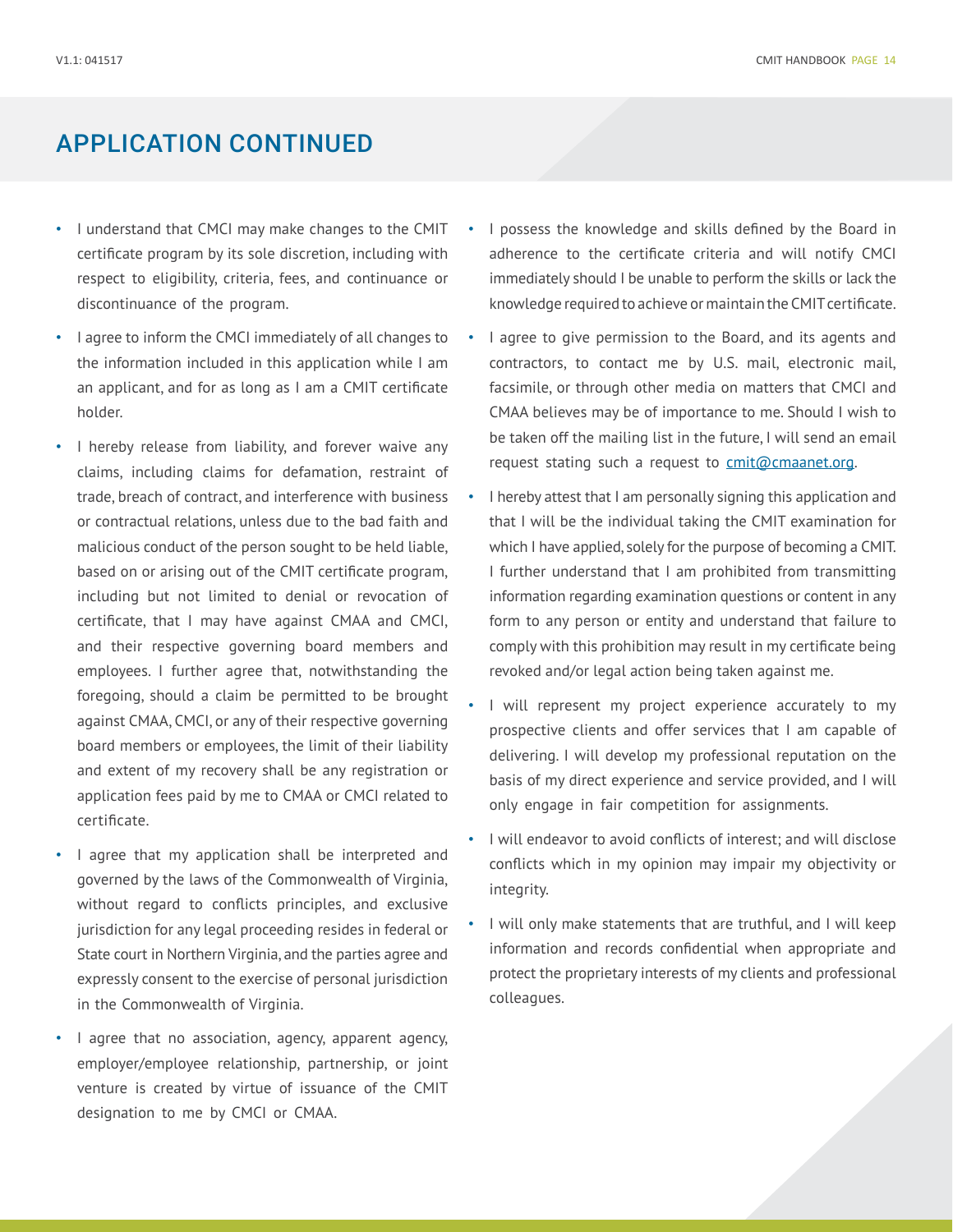## APPLICATION CONTINUED

- I understand that CMCI may make changes to the CMIT certificate program by its sole discretion, including with respect to eligibility, criteria, fees, and continuance or discontinuance of the program.
- I agree to inform the CMCI immediately of all changes to the information included in this application while I am an applicant, and for as long as I am a CMIT certificate holder.
- I hereby release from liability, and forever waive any claims, including claims for defamation, restraint of trade, breach of contract, and interference with business or contractual relations, unless due to the bad faith and malicious conduct of the person sought to be held liable, based on or arising out of the CMIT certificate program, including but not limited to denial or revocation of certificate, that I may have against CMAA and CMCI, and their respective governing board members and employees. I further agree that, notwithstanding the foregoing, should a claim be permitted to be brought against CMAA, CMCI, or any of their respective governing board members or employees, the limit of their liability and extent of my recovery shall be any registration or application fees paid by me to CMAA or CMCI related to certificate.
- I agree that my application shall be interpreted and governed by the laws of the Commonwealth of Virginia, without regard to conflicts principles, and exclusive jurisdiction for any legal proceeding resides in federal or State court in Northern Virginia, and the parties agree and expressly consent to the exercise of personal jurisdiction in the Commonwealth of Virginia.
- I agree that no association, agency, apparent agency, employer/employee relationship, partnership, or joint venture is created by virtue of issuance of the CMIT designation to me by CMCI or CMAA.
- I possess the knowledge and skills defined by the Board in adherence to the certificate criteria and will notify CMCI immediately should I be unable to perform the skills or lack the knowledge required to achieve or maintain the CMIT certificate.
- I agree to give permission to the Board, and its agents and contractors, to contact me by U.S. mail, electronic mail, facsimile, or through other media on matters that CMCI and CMAA believes may be of importance to me. Should I wish to be taken off the mailing list in the future, I will send an email request stating such a request to cmit@cmaanet.org.
- I hereby attest that I am personally signing this application and that I will be the individual taking the CMIT examination for which I have applied, solely for the purpose of becoming a CMIT. I further understand that I am prohibited from transmitting information regarding examination questions or content in any form to any person or entity and understand that failure to comply with this prohibition may result in my certificate being revoked and/or legal action being taken against me.
- I will represent my project experience accurately to my prospective clients and offer services that I am capable of delivering. I will develop my professional reputation on the basis of my direct experience and service provided, and I will only engage in fair competition for assignments.
- I will endeavor to avoid conflicts of interest; and will disclose conflicts which in my opinion may impair my objectivity or integrity.
- I will only make statements that are truthful, and I will keep information and records confidential when appropriate and protect the proprietary interests of my clients and professional colleagues.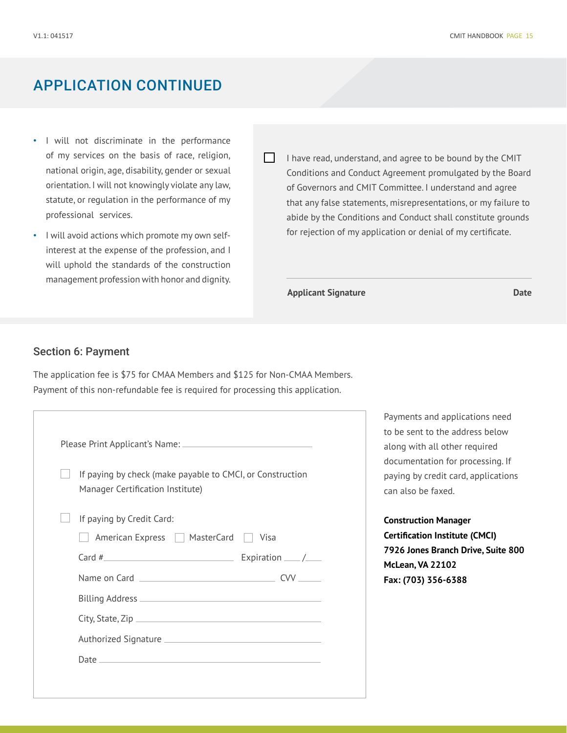# APPLICATION CONTINUED

- I will not discriminate in the performance of my services on the basis of race, religion, national origin, age, disability, gender or sexual orientation. I will not knowingly violate any law, statute, or regulation in the performance of my professional services.
- I will avoid actions which promote my own self-interest at the expense of the profession, and I will uphold the standards of the construction management profession with honor and dignity.

☐ I have read, understand, and agree to be bound by the CMIT Conditions and Conduct Agreement promulgated by the Board of Governors and CMIT Committee. I understand and agree that any false statements, misrepresentations, or my failure to abide by the Conditions and Conduct shall constitute grounds for rejection of my application or denial of my certificate.

______________________________________________

**Applicant Signature** **Date**

## Section 6: Payment

The application fee is $75 for CMAA Members and $125 for Non-CMAA Members. Payment of this non-refundable fee is required for processing this application.

Please Print Applicant's Name: ____________________________

☐ If paying by check (make payable to CMCI, or Construction Manager Certification Institute)

☐ If paying by Credit Card:

☐ American Express ☐ MasterCard ☐ Visa

Card #____________________________ Expiration ___ /___

Name on Card ____________________________ CVV _____

Billing Address ____________________________

City, State, Zip ____________________________

Authorized Signature ____________________________

Date ____________________________

Payments and applications need to be sent to the address below along with all other required documentation for processing. If paying by credit card, applications can also be faxed.

**Construction Manager Certification Institute (CMCI)**
**7926 Jones Branch Drive, Suite 800**
**McLean, VA 22102**
**Fax: (703) 356-6388**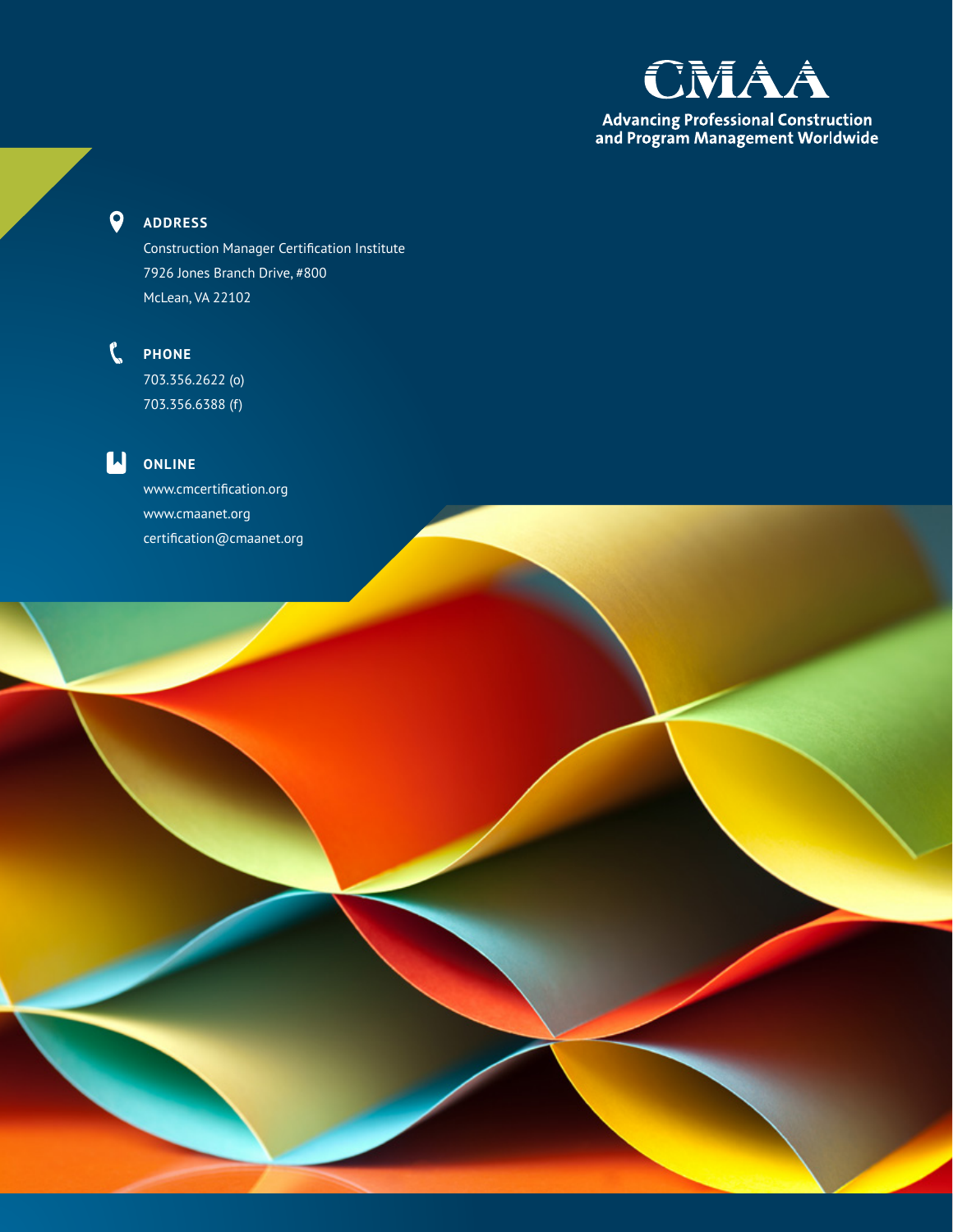CMAA

Advancing Professional Construction and Program Management Worldwide

**ADDRESS**

Construction Manager Certification Institute
7926 Jones Branch Drive, #800
McLean, VA 22102

**PHONE**

703.356.2622 (o)
703.356.6388 (f)

**ONLINE**

www.cmcertification.org
www.cmaanet.org
certification@cmaanet.org